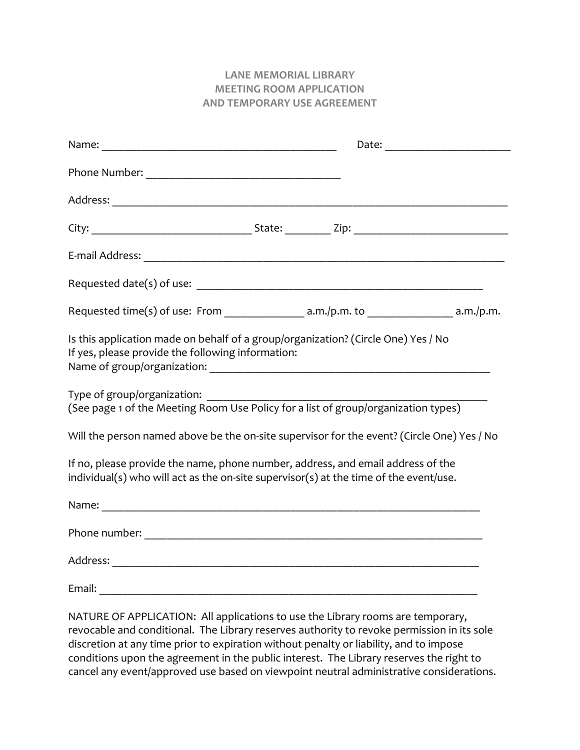# LANE MEMORIAL LIBRARY
# MEETING ROOM APPLICATION
# AND TEMPORARY USE AGREEMENT

Name: ___________________________________________ Date: ______________________

Phone Number: ___________________________________

Address: ________________________________________________________________________

City: ____________________________ State: ________ Zip: ___________________________

E-mail Address: ________________________________________________________________

Requested date(s) of use: ________________________________________________

Requested time(s) of use: From ______________ a.m./p.m. to ______________ a.m./p.m.

Is this application made on behalf of a group/organization? (Circle One) Yes / No
If yes, please provide the following information:
Name of group/organization: ______________________________________________

Type of group/organization: ________________________________________________
(See page 1 of the Meeting Room Use Policy for a list of group/organization types)

Will the person named above be the on-site supervisor for the event? (Circle One) Yes / No

If no, please provide the name, phone number, address, and email address of the individual(s) who will act as the on-site supervisor(s) at the time of the event/use.

Name: _____________________________________________________________________

Phone number: ______________________________________________________________

Address: ___________________________________________________________________

Email: _____________________________________________________________________

NATURE OF APPLICATION: All applications to use the Library rooms are temporary, revocable and conditional. The Library reserves authority to revoke permission in its sole discretion at any time prior to expiration without penalty or liability, and to impose conditions upon the agreement in the public interest. The Library reserves the right to cancel any event/approved use based on viewpoint neutral administrative considerations.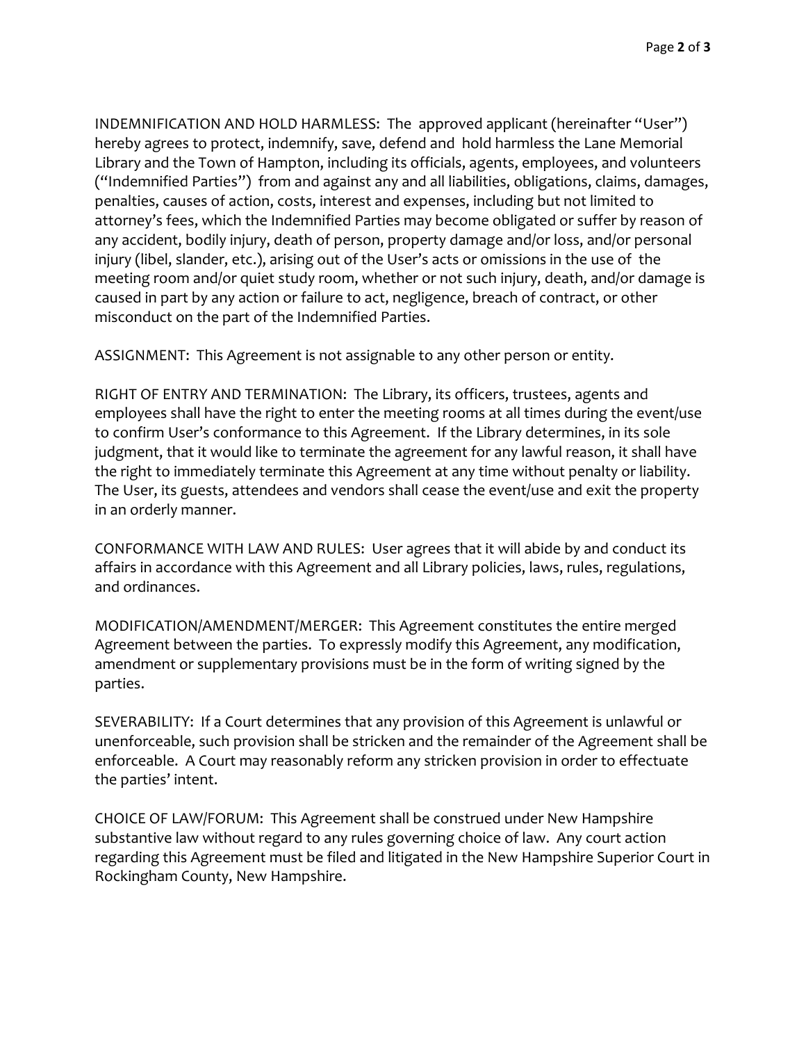INDEMNIFICATION AND HOLD HARMLESS: The approved applicant (hereinafter "User") hereby agrees to protect, indemnify, save, defend and hold harmless the Lane Memorial Library and the Town of Hampton, including its officials, agents, employees, and volunteers ("Indemnified Parties") from and against any and all liabilities, obligations, claims, damages, penalties, causes of action, costs, interest and expenses, including but not limited to attorney's fees, which the Indemnified Parties may become obligated or suffer by reason of any accident, bodily injury, death of person, property damage and/or loss, and/or personal injury (libel, slander, etc.), arising out of the User's acts or omissions in the use of the meeting room and/or quiet study room, whether or not such injury, death, and/or damage is caused in part by any action or failure to act, negligence, breach of contract, or other misconduct on the part of the Indemnified Parties.

ASSIGNMENT: This Agreement is not assignable to any other person or entity.

RIGHT OF ENTRY AND TERMINATION: The Library, its officers, trustees, agents and employees shall have the right to enter the meeting rooms at all times during the event/use to confirm User's conformance to this Agreement. If the Library determines, in its sole judgment, that it would like to terminate the agreement for any lawful reason, it shall have the right to immediately terminate this Agreement at any time without penalty or liability. The User, its guests, attendees and vendors shall cease the event/use and exit the property in an orderly manner.

CONFORMANCE WITH LAW AND RULES: User agrees that it will abide by and conduct its affairs in accordance with this Agreement and all Library policies, laws, rules, regulations, and ordinances.

MODIFICATION/AMENDMENT/MERGER: This Agreement constitutes the entire merged Agreement between the parties. To expressly modify this Agreement, any modification, amendment or supplementary provisions must be in the form of writing signed by the parties.

SEVERABILITY: If a Court determines that any provision of this Agreement is unlawful or unenforceable, such provision shall be stricken and the remainder of the Agreement shall be enforceable. A Court may reasonably reform any stricken provision in order to effectuate the parties' intent.

CHOICE OF LAW/FORUM: This Agreement shall be construed under New Hampshire substantive law without regard to any rules governing choice of law. Any court action regarding this Agreement must be filed and litigated in the New Hampshire Superior Court in Rockingham County, New Hampshire.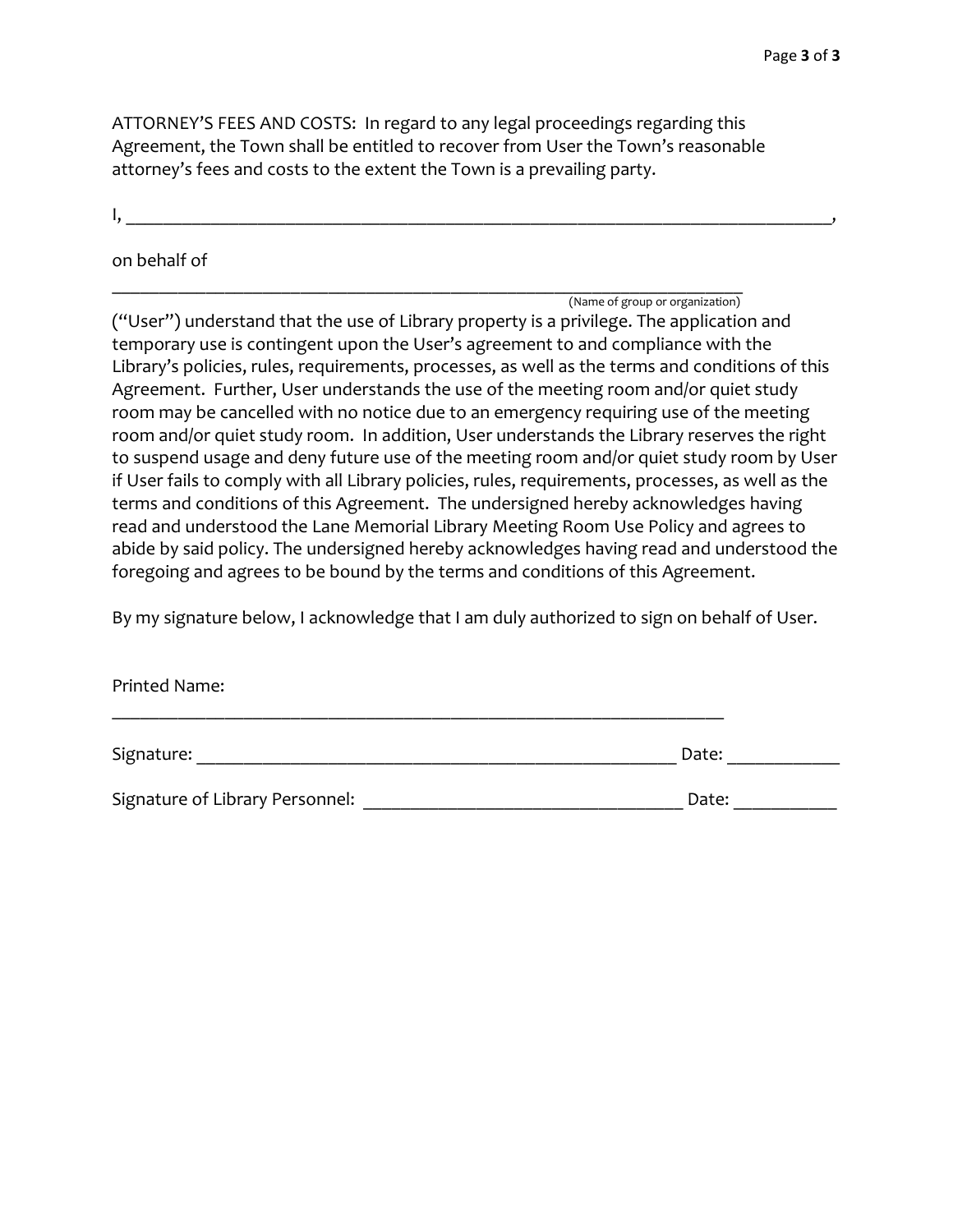ATTORNEY'S FEES AND COSTS: In regard to any legal proceedings regarding this Agreement, the Town shall be entitled to recover from User the Town's reasonable attorney's fees and costs to the extent the Town is a prevailing party.

I, ______________________________________________________________________________,

on behalf of

______________________________________________________________________
(Name of group or organization)

("User") understand that the use of Library property is a privilege. The application and temporary use is contingent upon the User's agreement to and compliance with the Library's policies, rules, requirements, processes, as well as the terms and conditions of this Agreement. Further, User understands the use of the meeting room and/or quiet study room may be cancelled with no notice due to an emergency requiring use of the meeting room and/or quiet study room. In addition, User understands the Library reserves the right to suspend usage and deny future use of the meeting room and/or quiet study room by User if User fails to comply with all Library policies, rules, requirements, processes, as well as the terms and conditions of this Agreement. The undersigned hereby acknowledges having read and understood the Lane Memorial Library Meeting Room Use Policy and agrees to abide by said policy. The undersigned hereby acknowledges having read and understood the foregoing and agrees to be bound by the terms and conditions of this Agreement.

By my signature below, I acknowledge that I am duly authorized to sign on behalf of User.

Printed Name:
____________________________________________________________________

Signature: _____________________________________________________ Date: ____________

Signature of Library Personnel: ___________________________________ Date: ___________